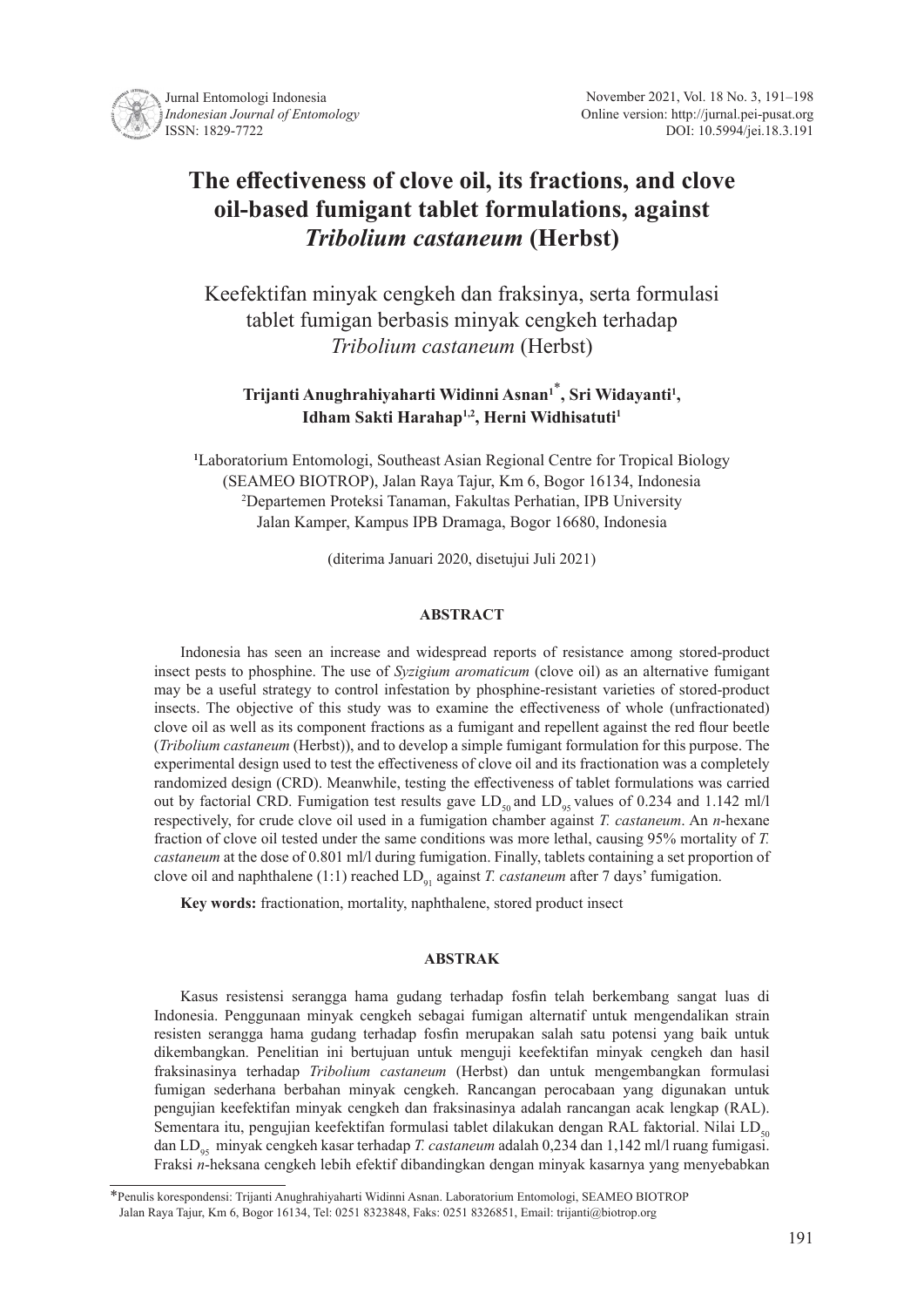# The effectiveness of clove oil, its fractions, and clove oil-based fumigant tablet formulations, against *Tribolium castaneum* (Herbst)

Keefektifan minyak cengkeh dan fraksinya, serta formulasi tablet fumigan berbasis minyak cengkeh terhadap *Tribolium castaneum* (Herbst)

**Trijanti Anughrahiyaharti Widinni Asnan[1]\*, Sri Widayanti[1], Idham Sakti Harahap[1,2], Herni Widhisatuti[1]**

[1]Laboratorium Entomologi, Southeast Asian Regional Centre for Tropical Biology (SEAMEO BIOTROP), Jalan Raya Tajur, Km 6, Bogor 16134, Indonesia
[2]Departemen Proteksi Tanaman, Fakultas Perhatian, IPB University Jalan Kamper, Kampus IPB Dramaga, Bogor 16680, Indonesia

(diterima Januari 2020, disetujui Juli 2021)

## ABSTRACT

Indonesia has seen an increase and widespread reports of resistance among stored-product insect pests to phosphine. The use of *Syzigium aromaticum* (clove oil) as an alternative fumigant may be a useful strategy to control infestation by phosphine-resistant varieties of stored-product insects. The objective of this study was to examine the effectiveness of whole (unfractionated) clove oil as well as its component fractions as a fumigant and repellent against the red flour beetle (*Tribolium castaneum* (Herbst)), and to develop a simple fumigant formulation for this purpose. The experimental design used to test the effectiveness of clove oil and its fractionation was a completely randomized design (CRD). Meanwhile, testing the effectiveness of tablet formulations was carried out by factorial CRD. Fumigation test results gave $LD_{50}$ and $LD_{95}$ values of 0.234 and 1.142 ml/l respectively, for crude clove oil used in a fumigation chamber against *T. castaneum*. An *n*-hexane fraction of clove oil tested under the same conditions was more lethal, causing 95% mortality of *T. castaneum* at the dose of 0.801 ml/l during fumigation. Finally, tablets containing a set proportion of clove oil and naphthalene (1:1) reached $LD_{91}$ against *T. castaneum* after 7 days' fumigation.

**Key words:** fractionation, mortality, naphthalene, stored product insect

## ABSTRAK

Kasus resistensi serangga hama gudang terhadap fosfin telah berkembang sangat luas di Indonesia. Penggunaan minyak cengkeh sebagai fumigan alternatif untuk mengendalikan strain resisten serangga hama gudang terhadap fosfin merupakan salah satu potensi yang baik untuk dikembangkan. Penelitian ini bertujuan untuk menguji keefektifan minyak cengkeh dan hasil fraksinasinya terhadap *Tribolium castaneum* (Herbst) dan untuk mengembangkan formulasi fumigan sederhana berbahan minyak cengkeh. Rancangan perocabaan yang digunakan untuk pengujian keefektifan minyak cengkeh dan fraksinasinya adalah rancangan acak lengkap (RAL). Sementara itu, pengujian keefektifan formulasi tablet dilakukan dengan RAL faktorial. Nilai $LD_{50}$ dan $LD_{95}$ minyak cengkeh kasar terhadap *T. castaneum* adalah 0,234 dan 1,142 ml/l ruang fumigasi. Fraksi *n*-heksana cengkeh lebih efektif dibandingkan dengan minyak kasarnya yang menyebabkan

\*Penulis korespondensi: Trijanti Anughrahiyaharti Widinni Asnan. Laboratorium Entomologi, SEAMEO BIOTROP Jalan Raya Tajur, Km 6, Bogor 16134, Tel: 0251 8323848, Faks: 0251 8326851, Email: trijanti@biotrop.org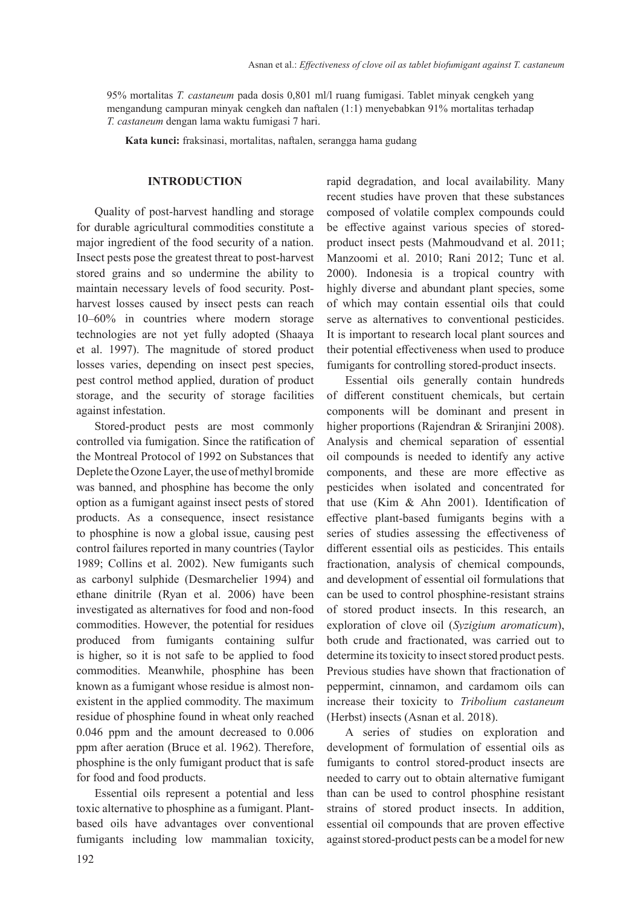95% mortalitas *T. castaneum* pada dosis 0,801 ml/l ruang fumigasi. Tablet minyak cengkeh yang mengandung campuran minyak cengkeh dan naftalen (1:1) menyebabkan 91% mortalitas terhadap *T. castaneum* dengan lama waktu fumigasi 7 hari.

**Kata kunci:** fraksinasi, mortalitas, naftalen, serangga hama gudang

## INTRODUCTION

Quality of post-harvest handling and storage for durable agricultural commodities constitute a major ingredient of the food security of a nation. Insect pests pose the greatest threat to post-harvest stored grains and so undermine the ability to maintain necessary levels of food security. Post-harvest losses caused by insect pests can reach 10–60% in countries where modern storage technologies are not yet fully adopted (Shaaya et al. 1997). The magnitude of stored product losses varies, depending on insect pest species, pest control method applied, duration of product storage, and the security of storage facilities against infestation.

Stored-product pests are most commonly controlled via fumigation. Since the ratification of the Montreal Protocol of 1992 on Substances that Deplete the Ozone Layer, the use of methyl bromide was banned, and phosphine has become the only option as a fumigant against insect pests of stored products. As a consequence, insect resistance to phosphine is now a global issue, causing pest control failures reported in many countries (Taylor 1989; Collins et al. 2002). New fumigants such as carbonyl sulphide (Desmarchelier 1994) and ethane dinitrile (Ryan et al. 2006) have been investigated as alternatives for food and non-food commodities. However, the potential for residues produced from fumigants containing sulfur is higher, so it is not safe to be applied to food commodities. Meanwhile, phosphine has been known as a fumigant whose residue is almost non-existent in the applied commodity. The maximum residue of phosphine found in wheat only reached 0.046 ppm and the amount decreased to 0.006 ppm after aeration (Bruce et al. 1962). Therefore, phosphine is the only fumigant product that is safe for food and food products.

Essential oils represent a potential and less toxic alternative to phosphine as a fumigant. Plant-based oils have advantages over conventional fumigants including low mammalian toxicity, rapid degradation, and local availability. Many recent studies have proven that these substances composed of volatile complex compounds could be effective against various species of stored-product insect pests (Mahmoudvand et al. 2011; Manzoomi et al. 2010; Rani 2012; Tunc et al. 2000). Indonesia is a tropical country with highly diverse and abundant plant species, some of which may contain essential oils that could serve as alternatives to conventional pesticides. It is important to research local plant sources and their potential effectiveness when used to produce fumigants for controlling stored-product insects.

Essential oils generally contain hundreds of different constituent chemicals, but certain components will be dominant and present in higher proportions (Rajendran & Sriranjini 2008). Analysis and chemical separation of essential oil compounds is needed to identify any active components, and these are more effective as pesticides when isolated and concentrated for that use (Kim & Ahn 2001). Identification of effective plant-based fumigants begins with a series of studies assessing the effectiveness of different essential oils as pesticides. This entails fractionation, analysis of chemical compounds, and development of essential oil formulations that can be used to control phosphine-resistant strains of stored product insects. In this research, an exploration of clove oil (*Syzigium aromaticum*), both crude and fractionated, was carried out to determine its toxicity to insect stored product pests. Previous studies have shown that fractionation of peppermint, cinnamon, and cardamom oils can increase their toxicity to *Tribolium castaneum* (Herbst) insects (Asnan et al. 2018).

A series of studies on exploration and development of formulation of essential oils as fumigants to control stored-product insects are needed to carry out to obtain alternative fumigant than can be used to control phosphine resistant strains of stored product insects. In addition, essential oil compounds that are proven effective against stored-product pests can be a model for new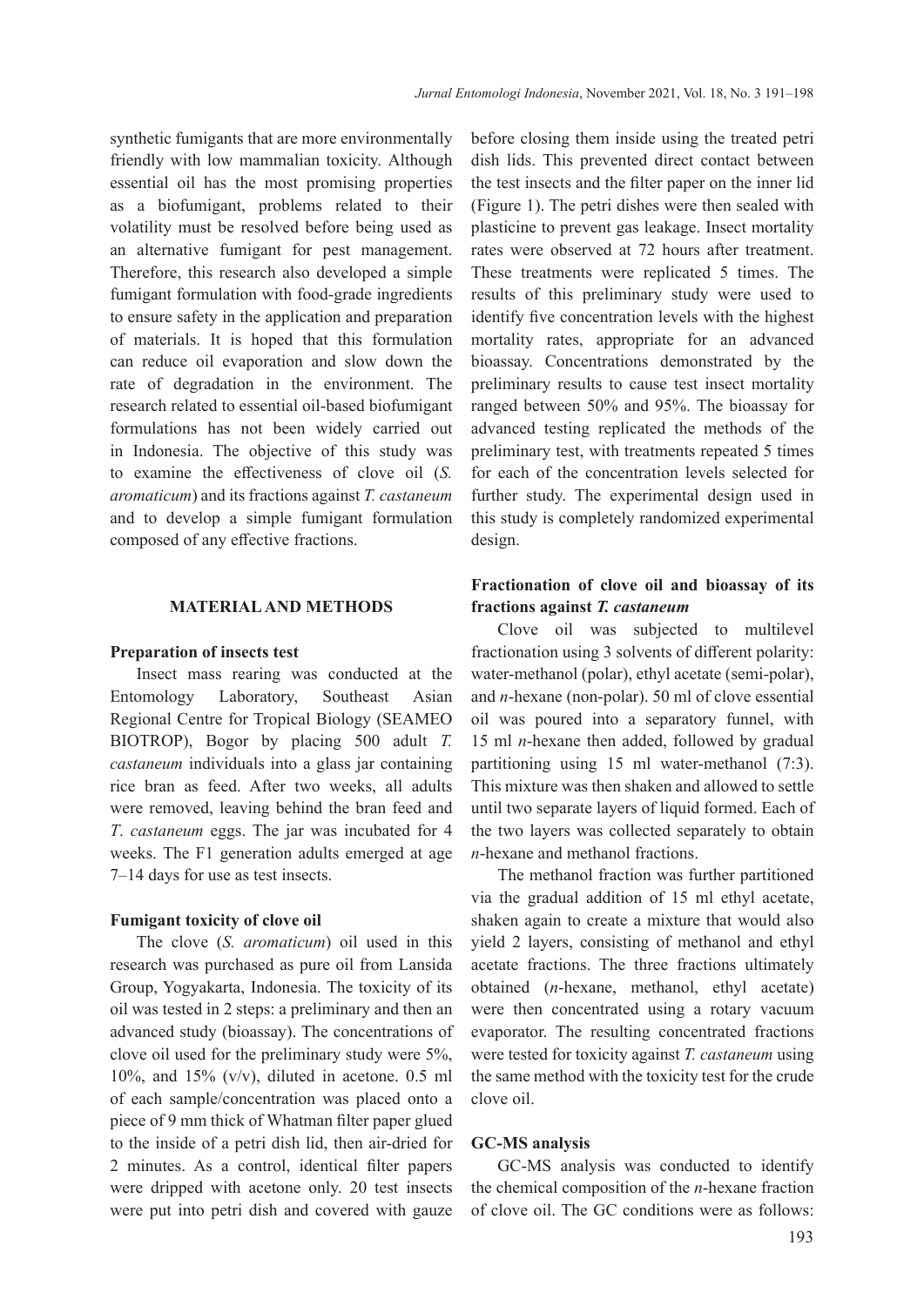synthetic fumigants that are more environmentally friendly with low mammalian toxicity. Although essential oil has the most promising properties as a biofumigant, problems related to their volatility must be resolved before being used as an alternative fumigant for pest management. Therefore, this research also developed a simple fumigant formulation with food-grade ingredients to ensure safety in the application and preparation of materials. It is hoped that this formulation can reduce oil evaporation and slow down the rate of degradation in the environment. The research related to essential oil-based biofumigant formulations has not been widely carried out in Indonesia. The objective of this study was to examine the effectiveness of clove oil (*S. aromaticum*) and its fractions against *T. castaneum* and to develop a simple fumigant formulation composed of any effective fractions.

## MATERIAL AND METHODS

### Preparation of insects test

Insect mass rearing was conducted at the Entomology Laboratory, Southeast Asian Regional Centre for Tropical Biology (SEAMEO BIOTROP), Bogor by placing 500 adult *T. castaneum* individuals into a glass jar containing rice bran as feed. After two weeks, all adults were removed, leaving behind the bran feed and *T. castaneum* eggs. The jar was incubated for 4 weeks. The F1 generation adults emerged at age 7–14 days for use as test insects.

### Fumigant toxicity of clove oil

The clove (*S. aromaticum*) oil used in this research was purchased as pure oil from Lansida Group, Yogyakarta, Indonesia. The toxicity of its oil was tested in 2 steps: a preliminary and then an advanced study (bioassay). The concentrations of clove oil used for the preliminary study were 5%, 10%, and 15% (v/v), diluted in acetone. 0.5 ml of each sample/concentration was placed onto a piece of 9 mm thick of Whatman filter paper glued to the inside of a petri dish lid, then air-dried for 2 minutes. As a control, identical filter papers were dripped with acetone only. 20 test insects were put into petri dish and covered with gauze before closing them inside using the treated petri dish lids. This prevented direct contact between the test insects and the filter paper on the inner lid (Figure 1). The petri dishes were then sealed with plasticine to prevent gas leakage. Insect mortality rates were observed at 72 hours after treatment. These treatments were replicated 5 times. The results of this preliminary study were used to identify five concentration levels with the highest mortality rates, appropriate for an advanced bioassay. Concentrations demonstrated by the preliminary results to cause test insect mortality ranged between 50% and 95%. The bioassay for advanced testing replicated the methods of the preliminary test, with treatments repeated 5 times for each of the concentration levels selected for further study. The experimental design used in this study is completely randomized experimental design.

### Fractionation of clove oil and bioassay of its fractions against *T. castaneum*

Clove oil was subjected to multilevel fractionation using 3 solvents of different polarity: water-methanol (polar), ethyl acetate (semi-polar), and *n*-hexane (non-polar). 50 ml of clove essential oil was poured into a separatory funnel, with 15 ml *n*-hexane then added, followed by gradual partitioning using 15 ml water-methanol (7:3). This mixture was then shaken and allowed to settle until two separate layers of liquid formed. Each of the two layers was collected separately to obtain *n*-hexane and methanol fractions.

The methanol fraction was further partitioned via the gradual addition of 15 ml ethyl acetate, shaken again to create a mixture that would also yield 2 layers, consisting of methanol and ethyl acetate fractions. The three fractions ultimately obtained (*n*-hexane, methanol, ethyl acetate) were then concentrated using a rotary vacuum evaporator. The resulting concentrated fractions were tested for toxicity against *T. castaneum* using the same method with the toxicity test for the crude clove oil.

### GC-MS analysis

GC-MS analysis was conducted to identify the chemical composition of the *n*-hexane fraction of clove oil. The GC conditions were as follows: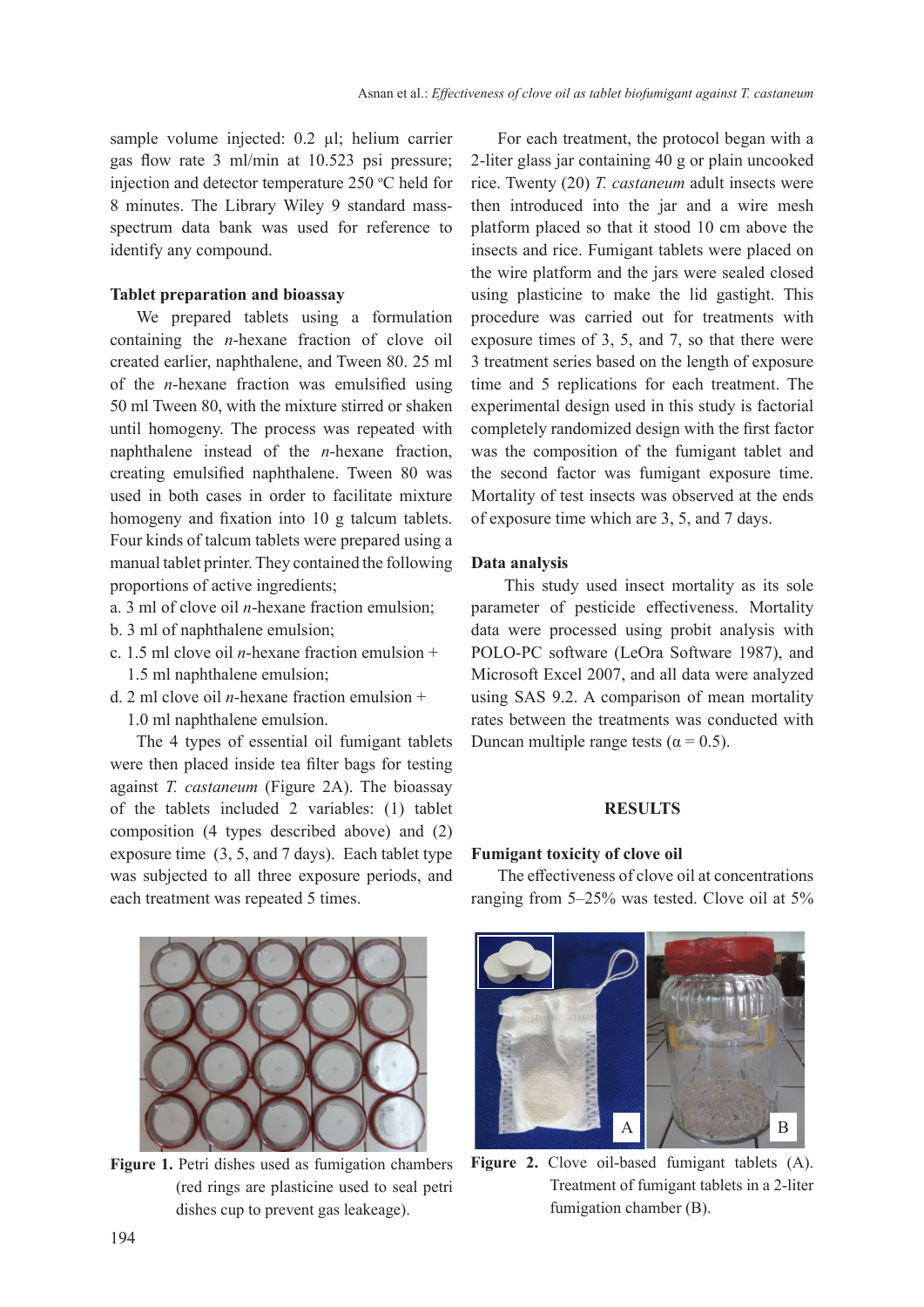sample volume injected: 0.2 µl; helium carrier gas flow rate 3 ml/min at 10.523 psi pressure; injection and detector temperature 250 °C held for 8 minutes. The Library Wiley 9 standard mass-spectrum data bank was used for reference to identify any compound.

### Tablet preparation and bioassay

We prepared tablets using a formulation containing the *n*-hexane fraction of clove oil created earlier, naphthalene, and Tween 80. 25 ml of the *n*-hexane fraction was emulsified using 50 ml Tween 80, with the mixture stirred or shaken until homogeny. The process was repeated with naphthalene instead of the *n*-hexane fraction, creating emulsified naphthalene. Tween 80 was used in both cases in order to facilitate mixture homogeny and fixation into 10 g talcum tablets. Four kinds of talcum tablets were prepared using a manual tablet printer. They contained the following proportions of active ingredients;

a. 3 ml of clove oil *n*-hexane fraction emulsion;
b. 3 ml of naphthalene emulsion;
c. 1.5 ml clove oil *n*-hexane fraction emulsion + 1.5 ml naphthalene emulsion;
d. 2 ml clove oil *n*-hexane fraction emulsion + 1.0 ml naphthalene emulsion.

The 4 types of essential oil fumigant tablets were then placed inside tea filter bags for testing against *T. castaneum* (Figure 2A). The bioassay of the tablets included 2 variables: (1) tablet composition (4 types described above) and (2) exposure time (3, 5, and 7 days). Each tablet type was subjected to all three exposure periods, and each treatment was repeated 5 times.

For each treatment, the protocol began with a 2-liter glass jar containing 40 g or plain uncooked rice. Twenty (20) *T. castaneum* adult insects were then introduced into the jar and a wire mesh platform placed so that it stood 10 cm above the insects and rice. Fumigant tablets were placed on the wire platform and the jars were sealed closed using plasticine to make the lid gastight. This procedure was carried out for treatments with exposure times of 3, 5, and 7, so that there were 3 treatment series based on the length of exposure time and 5 replications for each treatment. The experimental design used in this study is factorial completely randomized design with the first factor was the composition of the fumigant tablet and the second factor was fumigant exposure time. Mortality of test insects was observed at the ends of exposure time which are 3, 5, and 7 days.

### Data analysis

This study used insect mortality as its sole parameter of pesticide effectiveness. Mortality data were processed using probit analysis with POLO-PC software (LeOra Software 1987), and Microsoft Excel 2007, and all data were analyzed using SAS 9.2. A comparison of mean mortality rates between the treatments was conducted with Duncan multiple range tests ($\alpha = 0.5$).

## RESULTS

### Fumigant toxicity of clove oil

The effectiveness of clove oil at concentrations ranging from 5–25% was tested. Clove oil at 5%

**Figure 1.** Petri dishes used as fumigation chambers (red rings are plasticine used to seal petri dishes cup to prevent gas leakeage).

**Figure 2.** Clove oil-based fumigant tablets (A). Treatment of fumigant tablets in a 2-liter fumigation chamber (B).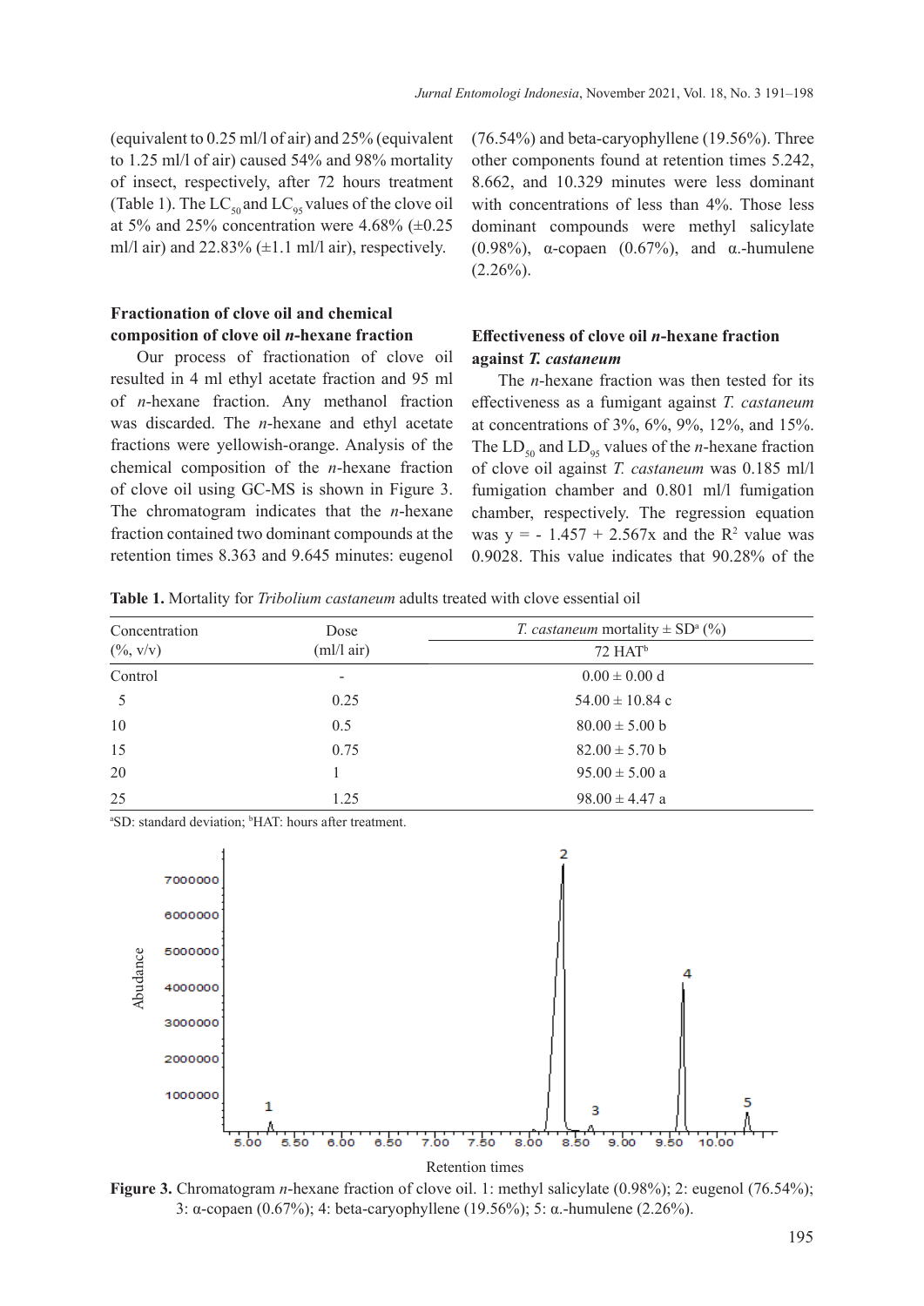(equivalent to 0.25 ml/l of air) and 25% (equivalent to 1.25 ml/l of air) caused 54% and 98% mortality of insect, respectively, after 72 hours treatment (Table 1). The $LC_{50}$ and $LC_{95}$ values of the clove oil at 5% and 25% concentration were 4.68% (±0.25 ml/l air) and 22.83% (±1.1 ml/l air), respectively.

### Fractionation of clove oil and chemical composition of clove oil *n*-hexane fraction

Our process of fractionation of clove oil resulted in 4 ml ethyl acetate fraction and 95 ml of *n*-hexane fraction. Any methanol fraction was discarded. The *n*-hexane and ethyl acetate fractions were yellowish-orange. Analysis of the chemical composition of the *n*-hexane fraction of clove oil using GC-MS is shown in Figure 3. The chromatogram indicates that the *n*-hexane fraction contained two dominant compounds at the retention times 8.363 and 9.645 minutes: eugenol (76.54%) and beta-caryophyllene (19.56%). Three other components found at retention times 5.242, 8.662, and 10.329 minutes were less dominant with concentrations of less than 4%. Those less dominant compounds were methyl salicylate (0.98%), α-copaen (0.67%), and α.-humulene (2.26%).

### Effectiveness of clove oil *n*-hexane fraction against *T. castaneum*

The *n*-hexane fraction was then tested for its effectiveness as a fumigant against *T. castaneum* at concentrations of 3%, 6%, 9%, 12%, and 15%. The $LD_{50}$ and $LD_{95}$ values of the *n*-hexane fraction of clove oil against *T. castaneum* was 0.185 ml/l fumigation chamber and 0.801 ml/l fumigation chamber, respectively. The regression equation was $y = -1.457 + 2.567x$ and the $R^2$ value was 0.9028. This value indicates that 90.28% of the

**Table 1.** Mortality for *Tribolium castaneum* adults treated with clove essential oil

| Concentration (%, v/v) | Dose (ml/l air) | *T. castaneum* mortality ± SD[a] (%) 72 HAT[b] |
|---|---|---|
| Control | - | 0.00 ± 0.00 d |
| 5 | 0.25 | 54.00 ± 10.84 c |
| 10 | 0.5 | 80.00 ± 5.00 b |
| 15 | 0.75 | 82.00 ± 5.70 b |
| 20 | 1 | 95.00 ± 5.00 a |
| 25 | 1.25 | 98.00 ± 4.47 a |

[a]SD: standard deviation; [b]HAT: hours after treatment.

**Figure 3.** Chromatogram *n*-hexane fraction of clove oil. 1: methyl salicylate (0.98%); 2: eugenol (76.54%); 3: α-copaen (0.67%); 4: beta-caryophyllene (19.56%); 5: α.-humulene (2.26%).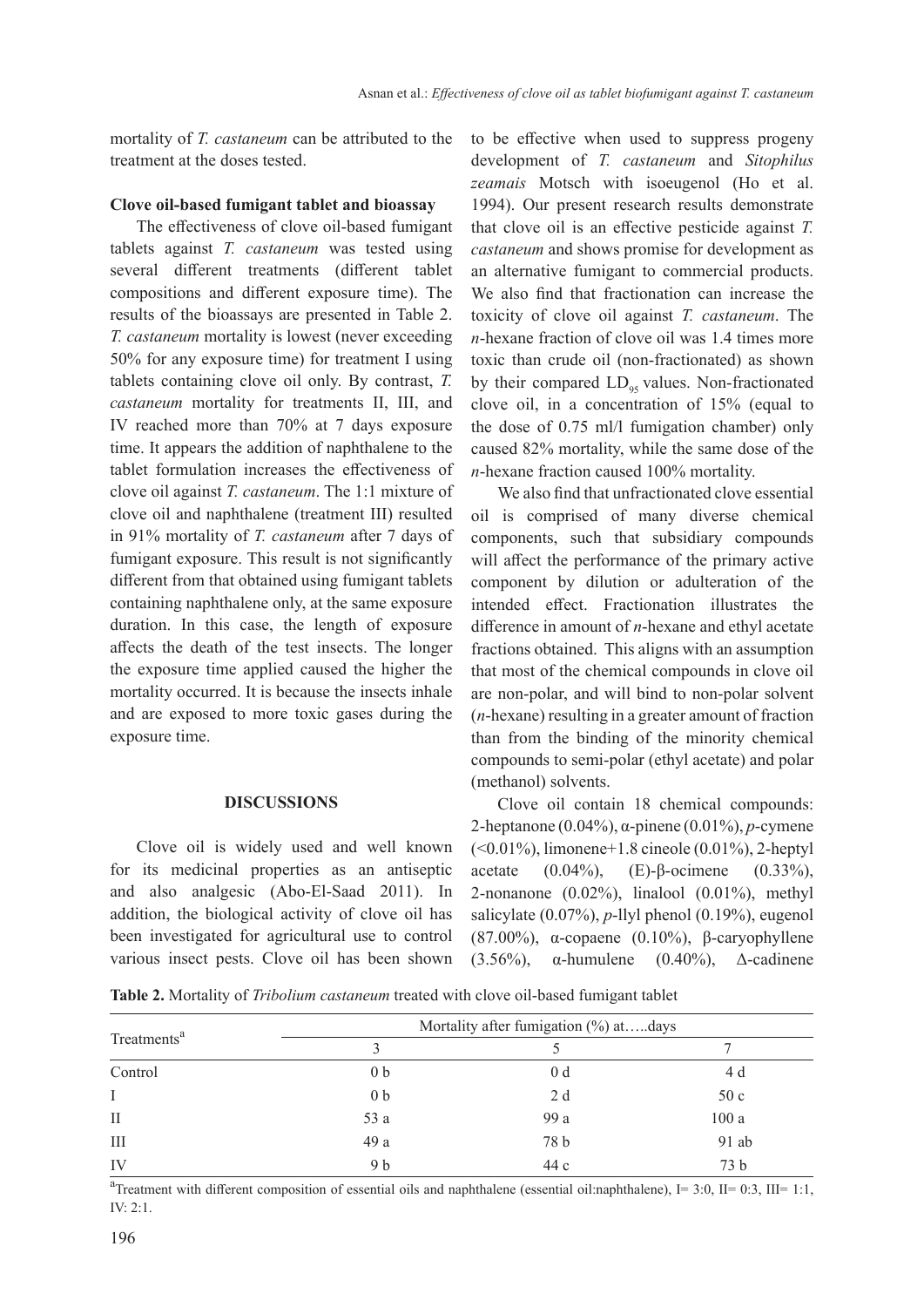mortality of *T. castaneum* can be attributed to the treatment at the doses tested.

**Clove oil-based fumigant tablet and bioassay**

The effectiveness of clove oil-based fumigant tablets against *T. castaneum* was tested using several different treatments (different tablet compositions and different exposure time). The results of the bioassays are presented in Table 2. *T. castaneum* mortality is lowest (never exceeding 50% for any exposure time) for treatment I using tablets containing clove oil only. By contrast, *T. castaneum* mortality for treatments II, III, and IV reached more than 70% at 7 days exposure time. It appears the addition of naphthalene to the tablet formulation increases the effectiveness of clove oil against *T. castaneum*. The 1:1 mixture of clove oil and naphthalene (treatment III) resulted in 91% mortality of *T. castaneum* after 7 days of fumigant exposure. This result is not significantly different from that obtained using fumigant tablets containing naphthalene only, at the same exposure duration. In this case, the length of exposure affects the death of the test insects. The longer the exposure time applied caused the higher the mortality occurred. It is because the insects inhale and are exposed to more toxic gases during the exposure time.

## DISCUSSIONS

Clove oil is widely used and well known for its medicinal properties as an antiseptic and also analgesic (Abo-El-Saad 2011). In addition, the biological activity of clove oil has been investigated for agricultural use to control various insect pests. Clove oil has been shown to be effective when used to suppress progeny development of *T. castaneum* and *Sitophilus zeamais* Motsch with isoeugenol (Ho et al. 1994). Our present research results demonstrate that clove oil is an effective pesticide against *T. castaneum* and shows promise for development as an alternative fumigant to commercial products. We also find that fractionation can increase the toxicity of clove oil against *T. castaneum*. The *n*-hexane fraction of clove oil was 1.4 times more toxic than crude oil (non-fractionated) as shown by their compared $LD_{95}$ values. Non-fractionated clove oil, in a concentration of 15% (equal to the dose of 0.75 ml/l fumigation chamber) only caused 82% mortality, while the same dose of the *n*-hexane fraction caused 100% mortality.

We also find that unfractionated clove essential oil is comprised of many diverse chemical components, such that subsidiary compounds will affect the performance of the primary active component by dilution or adulteration of the intended effect. Fractionation illustrates the difference in amount of *n*-hexane and ethyl acetate fractions obtained. This aligns with an assumption that most of the chemical compounds in clove oil are non-polar, and will bind to non-polar solvent (*n*-hexane) resulting in a greater amount of fraction than from the binding of the minority chemical compounds to semi-polar (ethyl acetate) and polar (methanol) solvents.

Clove oil contain 18 chemical compounds: 2-heptanone (0.04%), α-pinene (0.01%), *p*-cymene (<0.01%), limonene+1.8 cineole (0.01%), 2-heptyl acetate (0.04%), (E)-β-ocimene (0.33%), 2-nonanone (0.02%), linalool (0.01%), methyl salicylate (0.07%), *p*-llyl phenol (0.19%), eugenol (87.00%), α-copaene (0.10%), β-caryophyllene (3.56%), α-humulene (0.40%), Δ-cadinene

**Table 2.** Mortality of *Tribolium castaneum* treated with clove oil-based fumigant tablet

| Treatments[a] | Mortality after fumigation (%) at…..days | | |
|---|---|---|---|
| | 3 | 5 | 7 |
| Control | 0 b | 0 d | 4 d |
| I | 0 b | 2 d | 50 c |
| II | 53 a | 99 a | 100 a |
| III | 49 a | 78 b | 91 ab |
| IV | 9 b | 44 c | 73 b |

[a]Treatment with different composition of essential oils and naphthalene (essential oil:naphthalene), I= 3:0, II= 0:3, III= 1:1, IV: 2:1.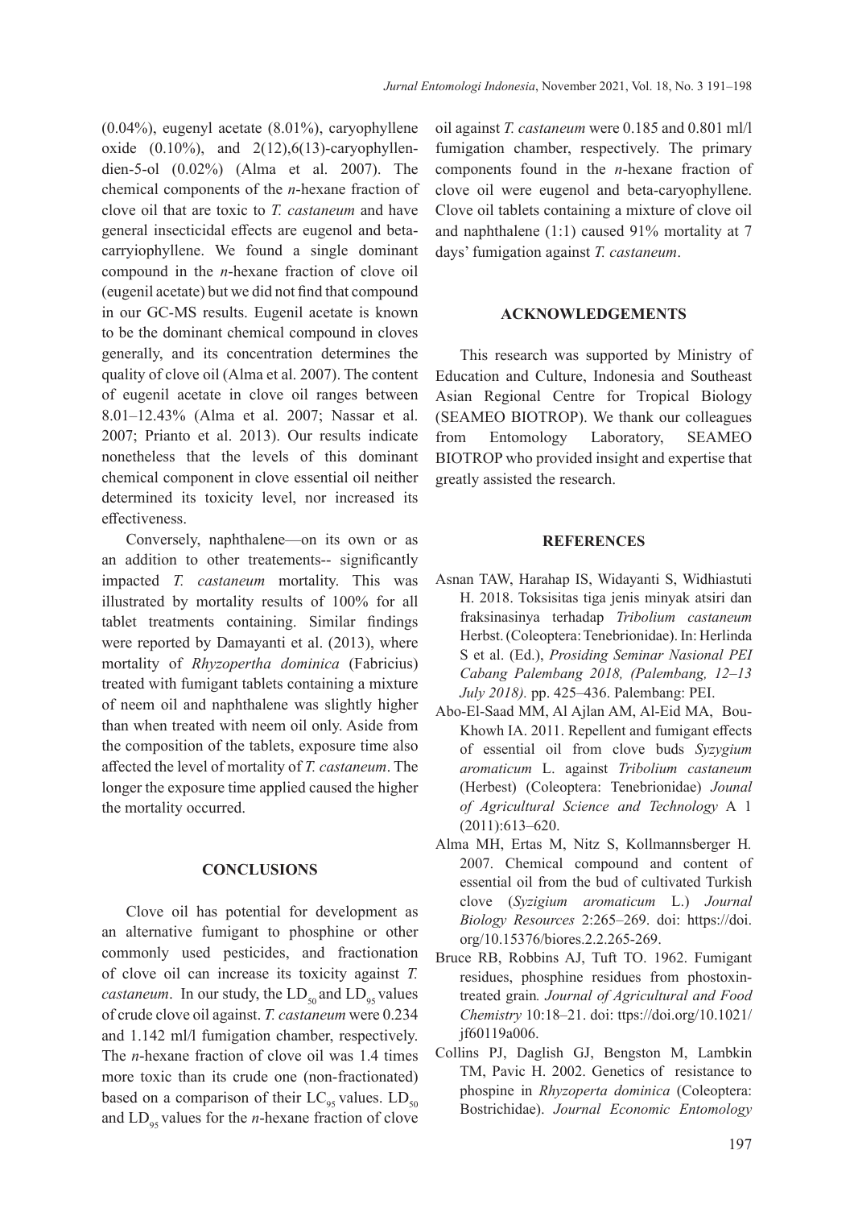(0.04%), eugenyl acetate (8.01%), caryophyllene oxide (0.10%), and 2(12),6(13)-caryophyllen-dien-5-ol (0.02%) (Alma et al. 2007). The chemical components of the *n*-hexane fraction of clove oil that are toxic to *T. castaneum* and have general insecticidal effects are eugenol and beta-carryiophyllene. We found a single dominant compound in the *n*-hexane fraction of clove oil (eugenil acetate) but we did not find that compound in our GC-MS results. Eugenil acetate is known to be the dominant chemical compound in cloves generally, and its concentration determines the quality of clove oil (Alma et al. 2007). The content of eugenil acetate in clove oil ranges between 8.01–12.43% (Alma et al. 2007; Nassar et al. 2007; Prianto et al. 2013). Our results indicate nonetheless that the levels of this dominant chemical component in clove essential oil neither determined its toxicity level, nor increased its effectiveness.

Conversely, naphthalene—on its own or as an addition to other treatements-- significantly impacted *T. castaneum* mortality. This was illustrated by mortality results of 100% for all tablet treatments containing. Similar findings were reported by Damayanti et al. (2013), where mortality of *Rhyzopertha dominica* (Fabricius) treated with fumigant tablets containing a mixture of neem oil and naphthalene was slightly higher than when treated with neem oil only. Aside from the composition of the tablets, exposure time also affected the level of mortality of *T. castaneum*. The longer the exposure time applied caused the higher the mortality occurred.

## CONCLUSIONS

Clove oil has potential for development as an alternative fumigant to phosphine or other commonly used pesticides, and fractionation of clove oil can increase its toxicity against *T. castaneum*. In our study, the $LD_{50}$ and $LD_{95}$ values of crude clove oil against. *T. castaneum* were 0.234 and 1.142 ml/l fumigation chamber, respectively. The *n*-hexane fraction of clove oil was 1.4 times more toxic than its crude one (non-fractionated) based on a comparison of their $LC_{95}$ values. $LD_{50}$ and $LD_{95}$ values for the *n*-hexane fraction of clove oil against *T. castaneum* were 0.185 and 0.801 ml/l fumigation chamber, respectively. The primary components found in the *n*-hexane fraction of clove oil were eugenol and beta-caryophyllene. Clove oil tablets containing a mixture of clove oil and naphthalene (1:1) caused 91% mortality at 7 days' fumigation against *T. castaneum*.

## ACKNOWLEDGEMENTS

This research was supported by Ministry of Education and Culture, Indonesia and Southeast Asian Regional Centre for Tropical Biology (SEAMEO BIOTROP). We thank our colleagues from Entomology Laboratory, SEAMEO BIOTROP who provided insight and expertise that greatly assisted the research.

## REFERENCES

Asnan TAW, Harahap IS, Widayanti S, Widhiastuti H. 2018. Toksisitas tiga jenis minyak atsiri dan fraksinasinya terhadap *Tribolium castaneum* Herbst. (Coleoptera: Tenebrionidae). In: Herlinda S et al. (Ed.), *Prosiding Seminar Nasional PEI Cabang Palembang 2018, (Palembang, 12–13 July 2018).* pp. 425–436. Palembang: PEI.

Abo-El-Saad MM, Al Ajlan AM, Al-Eid MA, Bou-Khowh IA. 2011. Repellent and fumigant effects of essential oil from clove buds *Syzygium aromaticum* L. against *Tribolium castaneum* (Herbest) (Coleoptera: Tenebrionidae) *Jounal of Agricultural Science and Technology* A 1 (2011):613–620.

Alma MH, Ertas M, Nitz S, Kollmannsberger H. 2007. Chemical compound and content of essential oil from the bud of cultivated Turkish clove (*Syzigium aromaticum* L.) *Journal Biology Resources* 2:265–269. doi: https://doi.org/10.15376/biores.2.2.265-269.

Bruce RB, Robbins AJ, Tuft TO. 1962. Fumigant residues, phosphine residues from phostoxin-treated grain*. Journal of Agricultural and Food Chemistry* 10:18–21. doi: ttps://doi.org/10.1021/jf60119a006.

Collins PJ, Daglish GJ, Bengston M, Lambkin TM, Pavic H. 2002. Genetics of resistance to phospine in *Rhyzoperta dominica* (Coleoptera: Bostrichidae). *Journal Economic Entomology*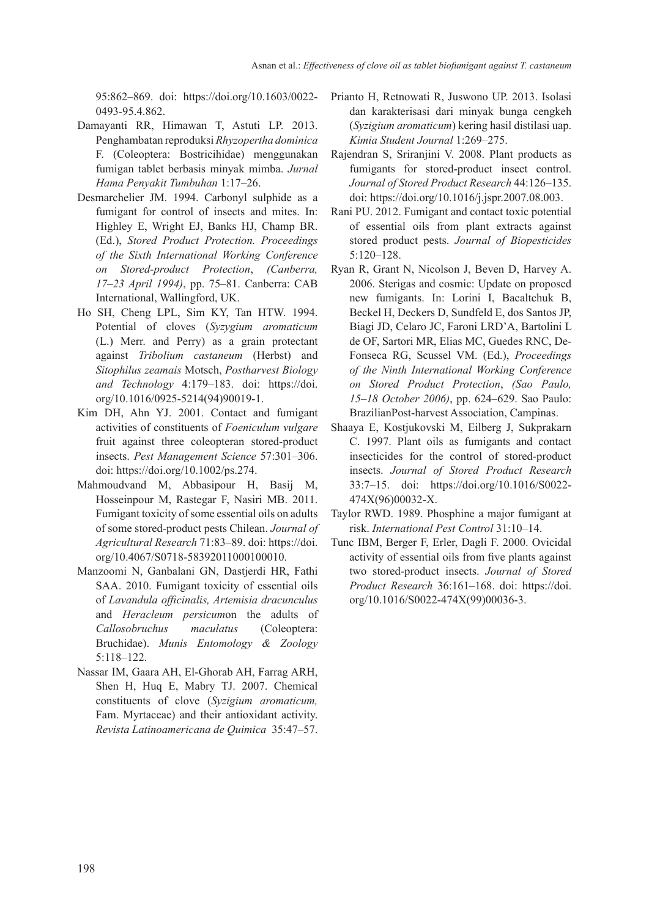95:862–869. doi: https://doi.org/10.1603/0022-0493-95.4.862.

Damayanti RR, Himawan T, Astuti LP. 2013. Penghambatan reproduksi *Rhyzopertha dominica* F. (Coleoptera: Bostricihidae) menggunakan fumigan tablet berbasis minyak mimba. *Jurnal Hama Penyakit Tumbuhan* 1:17–26.

Desmarchelier JM. 1994. Carbonyl sulphide as a fumigant for control of insects and mites. In: Highley E, Wright EJ, Banks HJ, Champ BR. (Ed.), *Stored Product Protection. Proceedings of the Sixth International Working Conference on Stored-product Protection*, *(Canberra, 17–23 April 1994)*, pp. 75–81. Canberra: CAB International, Wallingford, UK.

Ho SH, Cheng LPL, Sim KY, Tan HTW. 1994. Potential of cloves (*Syzygium aromaticum* (L.) Merr. and Perry) as a grain protectant against *Tribolium castaneum* (Herbst) and *Sitophilus zeamais* Motsch, *Postharvest Biology and Technology* 4:179–183. doi: https://doi.org/10.1016/0925-5214(94)90019-1.

Kim DH, Ahn YJ. 2001. Contact and fumigant activities of constituents of *Foeniculum vulgare* fruit against three coleopteran stored-product insects. *Pest Management Science* 57:301–306. doi: https://doi.org/10.1002/ps.274.

Mahmoudvand M, Abbasipour H, Basij M, Hosseinpour M, Rastegar F, Nasiri MB. 2011. Fumigant toxicity of some essential oils on adults of some stored-product pests Chilean. *Journal of Agricultural Research* 71:83–89. doi: https://doi.org/10.4067/S0718-58392011000100010.

Manzoomi N, Ganbalani GN, Dastjerdi HR, Fathi SAA. 2010. Fumigant toxicity of essential oils of *Lavandula officinalis, Artemisia dracunculus* and *Heracleum persicum*on the adults of *Callosobruchus maculatus* (Coleoptera: Bruchidae). *Munis Entomology & Zoology* 5:118–122.

Nassar IM, Gaara AH, El-Ghorab AH, Farrag ARH, Shen H, Huq E, Mabry TJ. 2007. Chemical constituents of clove (*Syzigium aromaticum,* Fam. Myrtaceae) and their antioxidant activity. *Revista Latinoamericana de Quimica* 35:47–57.

Prianto H, Retnowati R, Juswono UP. 2013. Isolasi dan karakterisasi dari minyak bunga cengkeh (*Syzigium aromaticum*) kering hasil distilasi uap. *Kimia Student Journal* 1:269–275.

Rajendran S, Sriranjini V. 2008. Plant products as fumigants for stored-product insect control. *Journal of Stored Product Research* 44:126–135. doi: https://doi.org/10.1016/j.jspr.2007.08.003.

Rani PU. 2012. Fumigant and contact toxic potential of essential oils from plant extracts against stored product pests. *Journal of Biopesticides* 5:120–128.

Ryan R, Grant N, Nicolson J, Beven D, Harvey A. 2006. Sterigas and cosmic: Update on proposed new fumigants. In: Lorini I, Bacaltchuk B, Beckel H, Deckers D, Sundfeld E, dos Santos JP, Biagi JD, Celaro JC, Faroni LRD'A, Bartolini L de OF, Sartori MR, Elias MC, Guedes RNC, De-Fonseca RG, Scussel VM. (Ed.), *Proceedings of the Ninth International Working Conference on Stored Product Protection*, *(Sao Paulo, 15–18 October 2006)*, pp. 624–629. Sao Paulo: BrazilianPost-harvest Association, Campinas.

Shaaya E, Kostjukovski M, Eilberg J, Sukprakarn C. 1997. Plant oils as fumigants and contact insecticides for the control of stored-product insects. *Journal of Stored Product Research* 33:7–15. doi: https://doi.org/10.1016/S0022-474X(96)00032-X.

Taylor RWD. 1989. Phosphine a major fumigant at risk. *International Pest Control* 31:10–14.

Tunc IBM, Berger F, Erler, Dagli F. 2000. Ovicidal activity of essential oils from five plants against two stored-product insects. *Journal of Stored Product Research* 36:161–168. doi: https://doi.org/10.1016/S0022-474X(99)00036-3.